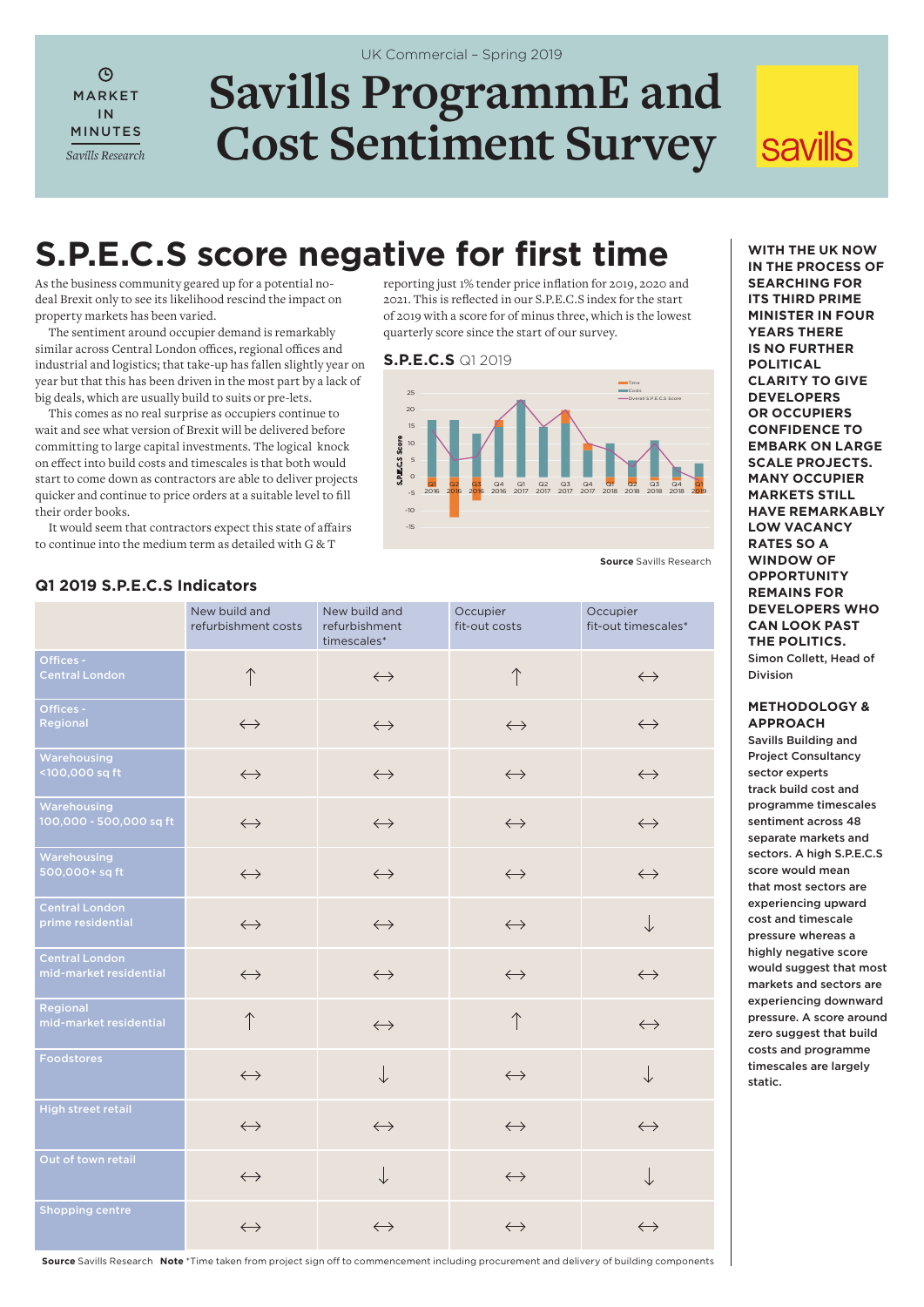UK Commercial – Spring 2019

MARKET IN MINUTES

*Savills Research*

# Savills ProgrammE and Cost Sentiment Survey

## S.P.E.C.S score negative for first time

As the business community geared up for a potential no-deal Brexit only to see its likelihood rescind the impact on property markets has been varied.

The sentiment around occupier demand is remarkably similar across Central London offices, regional offices and industrial and logistics; that take-up has fallen slightly year on year but that this has been driven in the most part by a lack of big deals, which are usually build to suits or pre-lets.

This comes as no real surprise as occupiers continue to wait and see what version of Brexit will be delivered before committing to large capital investments. The logical knock on effect into build costs and timescales is that both would start to come down as contractors are able to deliver projects quicker and continue to price orders at a suitable level to fill their order books.

It would seem that contractors expect this state of affairs to continue into the medium term as detailed with G & T reporting just 1% tender price inflation for 2019, 2020 and 2021. This is reflected in our S.P.E.C.S index for the start of 2019 with a score for of minus three, which is the lowest quarterly score since the start of our survey.

**S.P.E.C.S** Q1 2019

**Source** Savills Research

**WITH THE UK NOW IN THE PROCESS OF SEARCHING FOR ITS THIRD PRIME MINISTER IN FOUR YEARS THERE IS NO FURTHER POLITICAL CLARITY TO GIVE DEVELOPERS OR OCCUPIERS CONFIDENCE TO EMBARK ON LARGE SCALE PROJECTS. MANY OCCUPIER MARKETS STILL HAVE REMARKABLY LOW VACANCY RATES SO A WINDOW OF OPPORTUNITY REMAINS FOR DEVELOPERS WHO CAN LOOK PAST THE POLITICS.**

Simon Collett, Head of Division

### METHODOLOGY & APPROACH

Savills Building and Project Consultancy sector experts track build cost and programme timescales sentiment across 48 separate markets and sectors. A high S.P.E.C.S score would mean that most sectors are experiencing upward cost and timescale pressure whereas a highly negative score would suggest that most markets and sectors are experiencing downward pressure. A score around zero suggest that build costs and programme timescales are largely static.

### Q1 2019 S.P.E.C.S Indicators

| | New build and refurbishment costs | New build and refurbishment timescales* | Occupier fit-out costs | Occupier fit-out timescales* |
|---|---|---|---|---|
| Offices - Central London | ↑ | ↔ | ↑ | ↔ |
| Offices - Regional | ↔ | ↔ | ↔ | ↔ |
| Warehousing <100,000 sq ft | ↔ | ↔ | ↔ | ↔ |
| Warehousing 100,000 - 500,000 sq ft | ↔ | ↔ | ↔ | ↔ |
| Warehousing 500,000+ sq ft | ↔ | ↔ | ↔ | ↔ |
| Central London prime residential | ↔ | ↔ | ↔ | ↓ |
| Central London mid-market residential | ↔ | ↔ | ↔ | ↔ |
| Regional mid-market residential | ↑ | ↔ | ↑ | ↔ |
| Foodstores | ↔ | ↓ | ↔ | ↓ |
| High street retail | ↔ | ↔ | ↔ | ↔ |
| Out of town retail | ↔ | ↓ | ↔ | ↓ |
| Shopping centre | ↔ | ↔ | ↔ | ↔ |

**Source** Savills Research **Note** *Time taken from project sign off to commencement including procurement and delivery of building components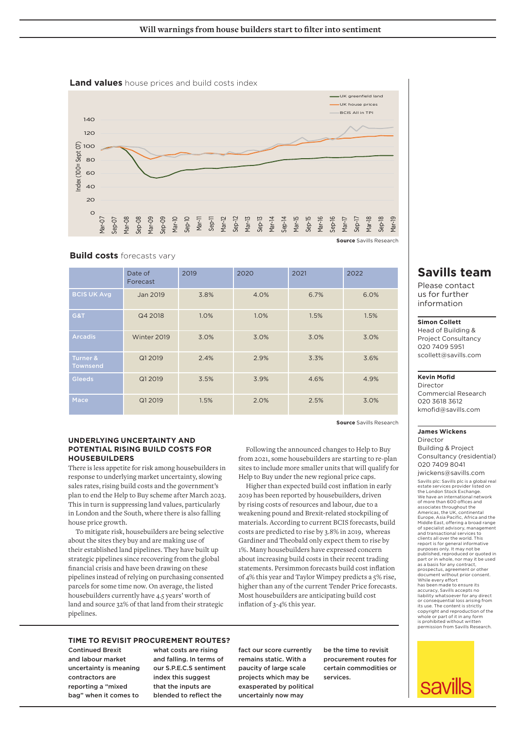**Land values** house prices and build costs index

UK greenfield land
UK house prices
BCIS All in TPI

Index (100= Sept 07)

140
120
100
80
60
40
20
0

Mar-07
Sep-07
Mar-08
Sep-08
Mar-09
Sep-09
Mar-10
Sep-10
Mar-11
Sep-11
Mar-12
Sep-12
Mar-13
Sep-13
Mar-14
Sep-14
Mar-15
Sep-15
Mar-16
Sep-16
Mar-17
Sep-17
Mar-18
Sep-18
Mar-19

**Source** Savills Research

**Build costs** forecasts vary

| | Date of Forecast | 2019 | 2020 | 2021 | 2022 |
|---|---|---|---|---|---|
| BCIS UK Avg | Jan 2019 | 3.8% | 4.0% | 6.7% | 6.0% |
| G&T | Q4 2018 | 1.0% | 1.0% | 1.5% | 1.5% |
| Arcadis | Winter 2019 | 3.0% | 3.0% | 3.0% | 3.0% |
| Turner & Townsend | Q1 2019 | 2.4% | 2.9% | 3.3% | 3.6% |
| Gleeds | Q1 2019 | 3.5% | 3.9% | 4.6% | 4.9% |
| Mace | Q1 2019 | 1.5% | 2.0% | 2.5% | 3.0% |

**Source** Savills Research

### UNDERLYING UNCERTAINTY AND POTENTIAL RISING BUILD COSTS FOR HOUSEBUILDERS

There is less appetite for risk among housebuilders in response to underlying market uncertainty, slowing sales rates, rising build costs and the government's plan to end the Help to Buy scheme after March 2023. This in turn is suppressing land values, particularly in London and the South, where there is also falling house price growth.

To mitigate risk, housebuilders are being selective about the sites they buy and are making use of their established land pipelines. They have built up strategic pipelines since recovering from the global financial crisis and have been drawing on these pipelines instead of relying on purchasing consented parcels for some time now. On average, the listed housebuilders currently have 4.5 years' worth of land and source 32% of that land from their strategic pipelines.

Following the announced changes to Help to Buy from 2021, some housebuilders are starting to re-plan sites to include more smaller units that will qualify for Help to Buy under the new regional price caps.

Higher than expected build cost inflation in early 2019 has been reported by housebuilders, driven by rising costs of resources and labour, due to a weakening pound and Brexit-related stockpiling of materials. According to current BCIS forecasts, build costs are predicted to rise by 3.8% in 2019, whereas Gardiner and Theobald only expect them to rise by 1%. Many housebuilders have expressed concern about increasing build costs in their recent trading statements. Persimmon forecasts build cost inflation of 4% this year and Taylor Wimpey predicts a 5% rise, higher than any of the current Tender Price forecasts. Most housebuilders are anticipating build cost inflation of 3-4% this year.

### TIME TO REVISIT PROCUREMENT ROUTES?

**Continued Brexit and labour market uncertainty is meaning contractors are reporting a "mixed bag" when it comes to what costs are rising and falling. In terms of our S.P.E.C.S sentiment index this suggest that the inputs are blended to reflect the fact our score currently remains static. With a paucity of large scale projects which may be exasperated by political uncertainly now may be the time to revisit procurement routes for certain commodities or services.**

## Savills team

Please contact us for further information

**Simon Collett**
Head of Building & Project Consultancy
020 7409 5951
scollett@savills.com

**Kevin Mofid**
Director
Commercial Research
020 3618 3612
kmofid@savills.com

**James Wickens**
Director
Building & Project Consultancy (residential)
020 7409 8041
jwickens@savills.com

Savills plc: Savills plc is a global real estate services provider listed on the London Stock Exchange. We have an international network of more than 600 offices and associates throughout the Americas, the UK, continental Europe, Asia Pacific, Africa and the Middle East, offering a broad range of specialist advisory, management and transactional services to clients all over the world. This report is for general informative purposes only. It may not be published, reproduced or quoted in part or in whole, nor may it be used as a basis for any contract, prospectus, agreement or other document without prior consent. While every effort has been made to ensure its accuracy, Savills accepts no liability whatsoever for any direct or consequential loss arising from its use. The content is strictly copyright and reproduction of the whole or part of it in any form is prohibited without written permission from Savills Research.